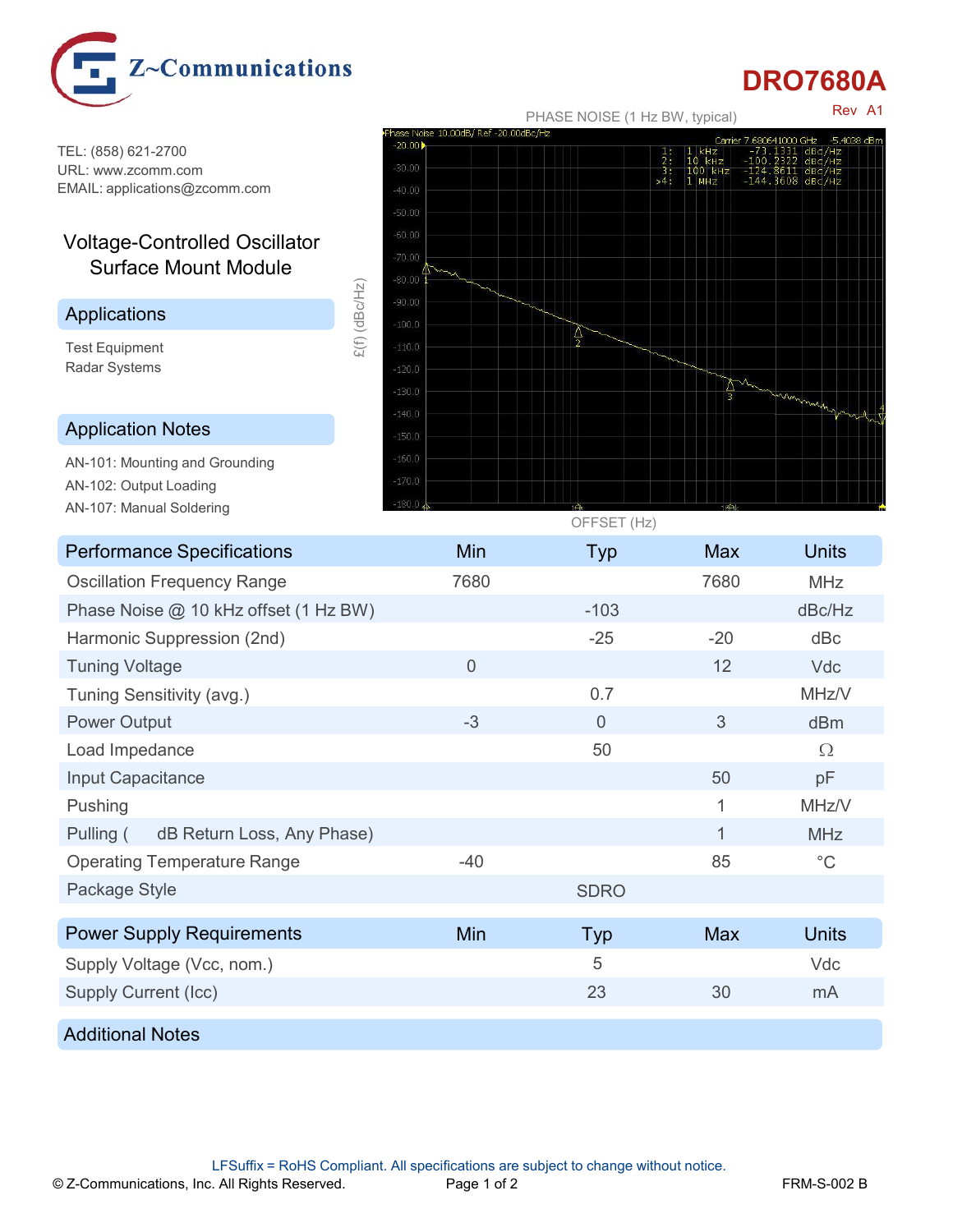Z~Communications

# DRO7680A

Rev A1

TEL: (858) 621-2700
URL: www.zcomm.com
EMAIL: applications@zcomm.com

## Voltage-Controlled Oscillator Surface Mount Module

### Applications

Test Equipment
Radar Systems

### Application Notes

AN-101: Mounting and Grounding
AN-102: Output Loading
AN-107: Manual Soldering

PHASE NOISE (1 Hz BW, typical)

| Marker | Offset | Phase Noise |
|---|---|---|
| 1 | 1 kHz | -73.1331 dBc/Hz |
| 2 | 10 kHz | -100.2322 dBc/Hz |
| 3 | 100 kHz | -124.8611 dBc/Hz |
| 4 | 1 MHz | -144.3608 dBc/Hz |

Carrier 7.680641000 GHz, -5.4038 dBm

£(f) (dBc/Hz)

OFFSET (Hz)

| Performance Specifications | Min | Typ | Max | Units |
|---|---|---|---|---|
| Oscillation Frequency Range | 7680 | | 7680 | MHz |
| Phase Noise @ 10 kHz offset (1 Hz BW) | | -103 | | dBc/Hz |
| Harmonic Suppression (2nd) | | -25 | -20 | dBc |
| Tuning Voltage | 0 | | 12 | Vdc |
| Tuning Sensitivity (avg.) | | 0.7 | | MHz/V |
| Power Output | -3 | 0 | 3 | dBm |
| Load Impedance | | 50 | | Ω |
| Input Capacitance | | | 50 | pF |
| Pushing | | | 1 | MHz/V |
| Pulling ( dB Return Loss, Any Phase) | | | 1 | MHz |
| Operating Temperature Range | -40 | | 85 | °C |
| Package Style | | SDRO | | |

| Power Supply Requirements | Min | Typ | Max | Units |
|---|---|---|---|---|
| Supply Voltage (Vcc, nom.) | | 5 | | Vdc |
| Supply Current (Icc) | | 23 | 30 | mA |

### Additional Notes

LFSuffix = RoHS Compliant. All specifications are subject to change without notice.

© Z-Communications, Inc. All Rights Reserved.

FRM-S-002 B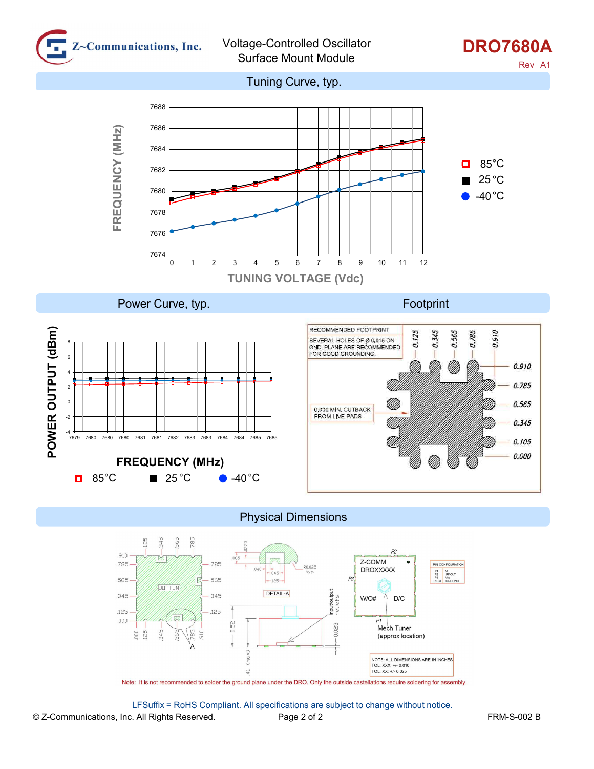Z~Communications, Inc.

Voltage-Controlled Oscillator
Surface Mount Module

# DRO7680A

Rev A1

## Tuning Curve, typ.

FREQUENCY (MHz)

7688
7686
7684
7682
7680
7678
7676
7674

0 1 2 3 4 5 6 7 8 9 10 11 12

TUNING VOLTAGE (Vdc)

85°C
25°C
-40°C

## Power Curve, typ.

POWER OUTPUT (dBm)

8
6
4
2
0
-2
-4

7679 7680 7680 7680 7681 7681 7682 7683 7683 7684 7684 7685 7685

FREQUENCY (MHz)

85°C 25°C -40°C

## Footprint

RECOMMENDED FOOTPRINT

SEVERAL HOLES OF Ø 0.015 ON GND. PLANE ARE RECOMMENDED FOR GOOD GROUNDING.

0.125 0.345 0.565 0.785 0.910

0.910
0.785
0.565
0.345
0.105
0.000

0.030 MIN. CUTBACK FROM LIVE PADS

## Physical Dimensions

.910 .785 .565 .345 .125 .000

.125 .345 .565 .785

.785 .565 .345 .125

.000 .125 .345 .565 .785 .910

BOTTOM

A

.0225 .065 .040 .045 .125 R0.025 typ.

DETAIL-A

0.52 0.023 .41 (max)

input/output reliefs

P2

Z-COMM
DROXXXXX

P3

W/O# D/C

P1

Mech Tuner
(approx location)

PIN CONFIGURATION
P1 Vt
P2 RF OUT
P3 Vcc
REST GROUND

NOTE: ALL DIMENSIONS ARE IN INCHES
TOL: XXX: +/- 0.010
TOL: XX: +/- 0.025

Note: It is not recommended to solder the ground plane under the DRO. Only the outside castellations require soldering for assembly.

LFSuffix = RoHS Compliant. All specifications are subject to change without notice.

© Z-Communications, Inc. All Rights Reserved. FRM-S-002 B